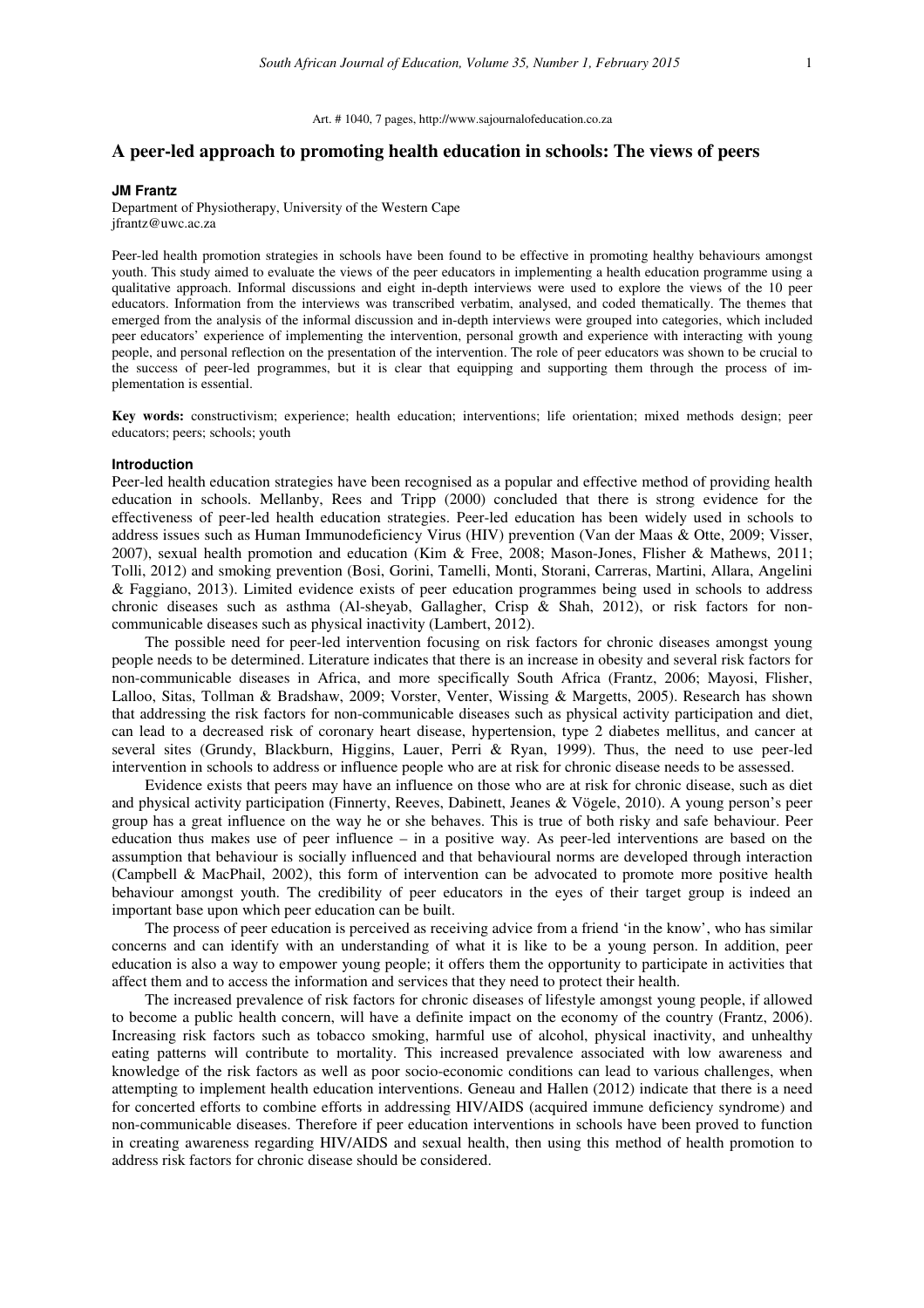Art. # 1040, 7 pages, http://www.sajournalofeducation.co.za

# A peer-led approach to promoting health education in schools: The views of peers

**JM Frantz**

Department of Physiotherapy, University of the Western Cape
jfrantz@uwc.ac.za

Peer-led health promotion strategies in schools have been found to be effective in promoting healthy behaviours amongst youth. This study aimed to evaluate the views of the peer educators in implementing a health education programme using a qualitative approach. Informal discussions and eight in-depth interviews were used to explore the views of the 10 peer educators. Information from the interviews was transcribed verbatim, analysed, and coded thematically. The themes that emerged from the analysis of the informal discussion and in-depth interviews were grouped into categories, which included peer educators' experience of implementing the intervention, personal growth and experience with interacting with young people, and personal reflection on the presentation of the intervention. The role of peer educators was shown to be crucial to the success of peer-led programmes, but it is clear that equipping and supporting them through the process of implementation is essential.

**Key words:** constructivism; experience; health education; interventions; life orientation; mixed methods design; peer educators; peers; schools; youth

## Introduction

Peer-led health education strategies have been recognised as a popular and effective method of providing health education in schools. Mellanby, Rees and Tripp (2000) concluded that there is strong evidence for the effectiveness of peer-led health education strategies. Peer-led education has been widely used in schools to address issues such as Human Immunodeficiency Virus (HIV) prevention (Van der Maas & Otte, 2009; Visser, 2007), sexual health promotion and education (Kim & Free, 2008; Mason-Jones, Flisher & Mathews, 2011; Tolli, 2012) and smoking prevention (Bosi, Gorini, Tamelli, Monti, Storani, Carreras, Martini, Allara, Angelini & Faggiano, 2013). Limited evidence exists of peer education programmes being used in schools to address chronic diseases such as asthma (Al-sheyab, Gallagher, Crisp & Shah, 2012), or risk factors for non-communicable diseases such as physical inactivity (Lambert, 2012).

The possible need for peer-led intervention focusing on risk factors for chronic diseases amongst young people needs to be determined. Literature indicates that there is an increase in obesity and several risk factors for non-communicable diseases in Africa, and more specifically South Africa (Frantz, 2006; Mayosi, Flisher, Lalloo, Sitas, Tollman & Bradshaw, 2009; Vorster, Venter, Wissing & Margetts, 2005). Research has shown that addressing the risk factors for non-communicable diseases such as physical activity participation and diet, can lead to a decreased risk of coronary heart disease, hypertension, type 2 diabetes mellitus, and cancer at several sites (Grundy, Blackburn, Higgins, Lauer, Perri & Ryan, 1999). Thus, the need to use peer-led intervention in schools to address or influence people who are at risk for chronic disease needs to be assessed.

Evidence exists that peers may have an influence on those who are at risk for chronic disease, such as diet and physical activity participation (Finnerty, Reeves, Dabinett, Jeanes & Vögele, 2010). A young person's peer group has a great influence on the way he or she behaves. This is true of both risky and safe behaviour. Peer education thus makes use of peer influence – in a positive way. As peer-led interventions are based on the assumption that behaviour is socially influenced and that behavioural norms are developed through interaction (Campbell & MacPhail, 2002), this form of intervention can be advocated to promote more positive health behaviour amongst youth. The credibility of peer educators in the eyes of their target group is indeed an important base upon which peer education can be built.

The process of peer education is perceived as receiving advice from a friend 'in the know', who has similar concerns and can identify with an understanding of what it is like to be a young person. In addition, peer education is also a way to empower young people; it offers them the opportunity to participate in activities that affect them and to access the information and services that they need to protect their health.

The increased prevalence of risk factors for chronic diseases of lifestyle amongst young people, if allowed to become a public health concern, will have a definite impact on the economy of the country (Frantz, 2006). Increasing risk factors such as tobacco smoking, harmful use of alcohol, physical inactivity, and unhealthy eating patterns will contribute to mortality. This increased prevalence associated with low awareness and knowledge of the risk factors as well as poor socio-economic conditions can lead to various challenges, when attempting to implement health education interventions. Geneau and Hallen (2012) indicate that there is a need for concerted efforts to combine efforts in addressing HIV/AIDS (acquired immune deficiency syndrome) and non-communicable diseases. Therefore if peer education interventions in schools have been proved to function in creating awareness regarding HIV/AIDS and sexual health, then using this method of health promotion to address risk factors for chronic disease should be considered.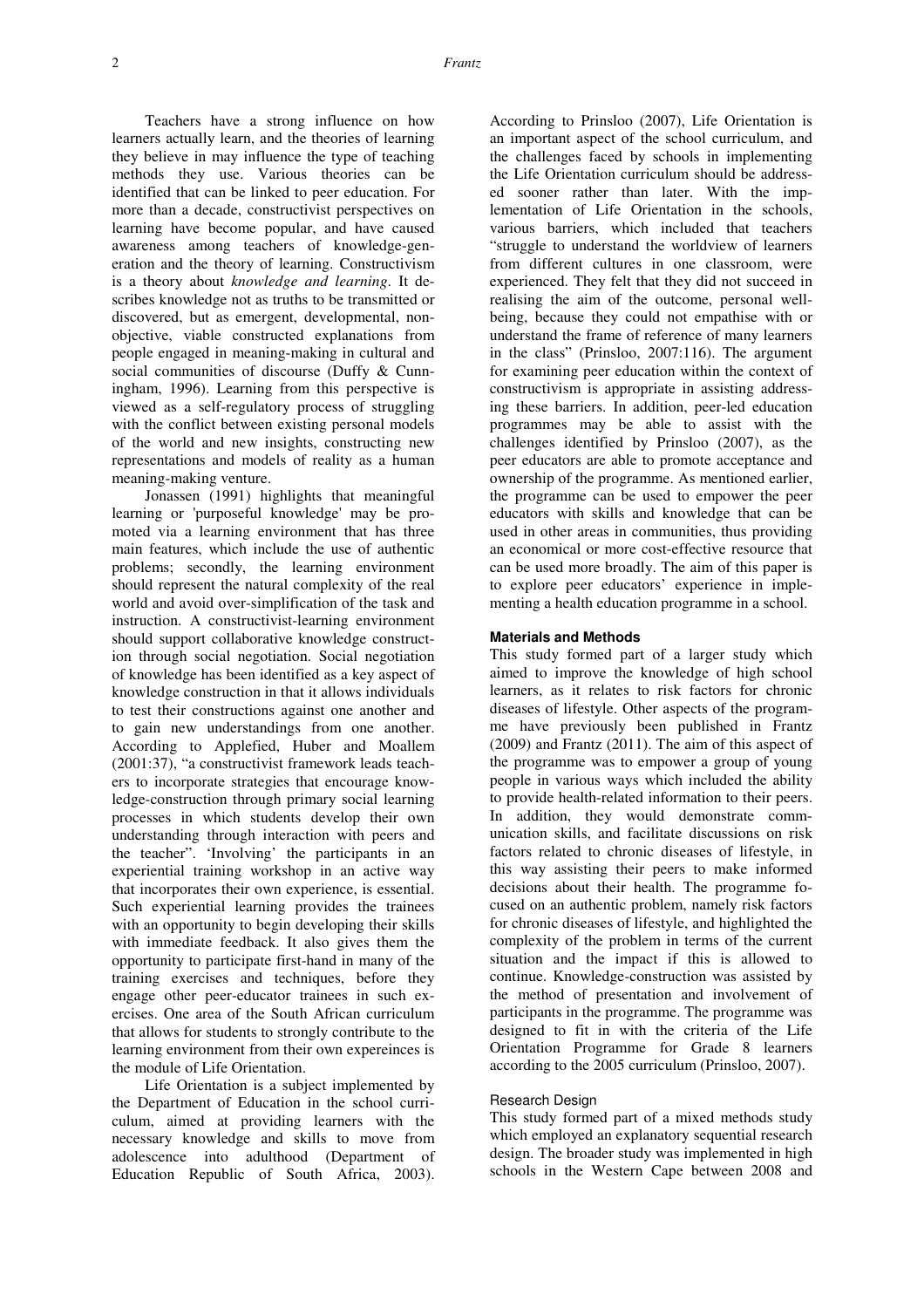Teachers have a strong influence on how learners actually learn, and the theories of learning they believe in may influence the type of teaching methods they use. Various theories can be identified that can be linked to peer education. For more than a decade, constructivist perspectives on learning have become popular, and have caused awareness among teachers of knowledge-generation and the theory of learning. Constructivism is a theory about *knowledge and learning*. It describes knowledge not as truths to be transmitted or discovered, but as emergent, developmental, non-objective, viable constructed explanations from people engaged in meaning-making in cultural and social communities of discourse (Duffy & Cunningham, 1996). Learning from this perspective is viewed as a self-regulatory process of struggling with the conflict between existing personal models of the world and new insights, constructing new representations and models of reality as a human meaning-making venture.

Jonassen (1991) highlights that meaningful learning or 'purposeful knowledge' may be promoted via a learning environment that has three main features, which include the use of authentic problems; secondly, the learning environment should represent the natural complexity of the real world and avoid over-simplification of the task and instruction. A constructivist-learning environment should support collaborative knowledge construction through social negotiation. Social negotiation of knowledge has been identified as a key aspect of knowledge construction in that it allows individuals to test their constructions against one another and to gain new understandings from one another. According to Applefied, Huber and Moallem (2001:37), "a constructivist framework leads teachers to incorporate strategies that encourage knowledge-construction through primary social learning processes in which students develop their own understanding through interaction with peers and the teacher". 'Involving' the participants in an experiential training workshop in an active way that incorporates their own experience, is essential. Such experiential learning provides the trainees with an opportunity to begin developing their skills with immediate feedback. It also gives them the opportunity to participate first-hand in many of the training exercises and techniques, before they engage other peer-educator trainees in such exercises. One area of the South African curriculum that allows for students to strongly contribute to the learning environment from their own expereinces is the module of Life Orientation.

Life Orientation is a subject implemented by the Department of Education in the school curriculum, aimed at providing learners with the necessary knowledge and skills to move from adolescence into adulthood (Department of Education Republic of South Africa, 2003). According to Prinsloo (2007), Life Orientation is an important aspect of the school curriculum, and the challenges faced by schools in implementing the Life Orientation curriculum should be addressed sooner rather than later. With the implementation of Life Orientation in the schools, various barriers, which included that teachers "struggle to understand the worldview of learners from different cultures in one classroom, were experienced. They felt that they did not succeed in realising the aim of the outcome, personal well-being, because they could not empathise with or understand the frame of reference of many learners in the class" (Prinsloo, 2007:116). The argument for examining peer education within the context of constructivism is appropriate in assisting addressing these barriers. In addition, peer-led education programmes may be able to assist with the challenges identified by Prinsloo (2007), as the peer educators are able to promote acceptance and ownership of the programme. As mentioned earlier, the programme can be used to empower the peer educators with skills and knowledge that can be used in other areas in communities, thus providing an economical or more cost-effective resource that can be used more broadly. The aim of this paper is to explore peer educators' experience in implementing a health education programme in a school.

## Materials and Methods

This study formed part of a larger study which aimed to improve the knowledge of high school learners, as it relates to risk factors for chronic diseases of lifestyle. Other aspects of the programme have previously been published in Frantz (2009) and Frantz (2011). The aim of this aspect of the programme was to empower a group of young people in various ways which included the ability to provide health-related information to their peers. In addition, they would demonstrate communication skills, and facilitate discussions on risk factors related to chronic diseases of lifestyle, in this way assisting their peers to make informed decisions about their health. The programme focused on an authentic problem, namely risk factors for chronic diseases of lifestyle, and highlighted the complexity of the problem in terms of the current situation and the impact if this is allowed to continue. Knowledge-construction was assisted by the method of presentation and involvement of participants in the programme. The programme was designed to fit in with the criteria of the Life Orientation Programme for Grade 8 learners according to the 2005 curriculum (Prinsloo, 2007).

### Research Design

This study formed part of a mixed methods study which employed an explanatory sequential research design. The broader study was implemented in high schools in the Western Cape between 2008 and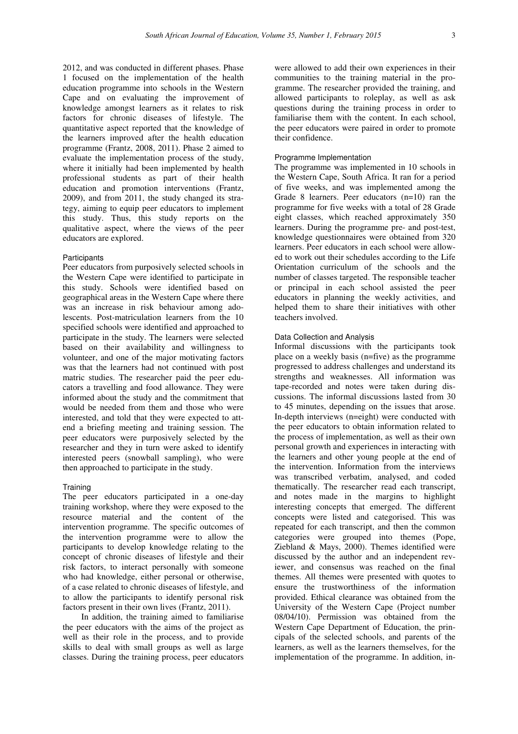2012, and was conducted in different phases. Phase 1 focused on the implementation of the health education programme into schools in the Western Cape and on evaluating the improvement of knowledge amongst learners as it relates to risk factors for chronic diseases of lifestyle. The quantitative aspect reported that the knowledge of the learners improved after the health education programme (Frantz, 2008, 2011). Phase 2 aimed to evaluate the implementation process of the study, where it initially had been implemented by health professional students as part of their health education and promotion interventions (Frantz, 2009), and from 2011, the study changed its strategy, aiming to equip peer educators to implement this study. Thus, this study reports on the qualitative aspect, where the views of the peer educators are explored.

### Participants

Peer educators from purposively selected schools in the Western Cape were identified to participate in this study. Schools were identified based on geographical areas in the Western Cape where there was an increase in risk behaviour among adolescents. Post-matriculation learners from the 10 specified schools were identified and approached to participate in the study. The learners were selected based on their availability and willingness to volunteer, and one of the major motivating factors was that the learners had not continued with post matric studies. The researcher paid the peer educators a travelling and food allowance. They were informed about the study and the commitment that would be needed from them and those who were interested, and told that they were expected to attend a briefing meeting and training session. The peer educators were purposively selected by the researcher and they in turn were asked to identify interested peers (snowball sampling), who were then approached to participate in the study.

### Training

The peer educators participated in a one-day training workshop, where they were exposed to the resource material and the content of the intervention programme. The specific outcomes of the intervention programme were to allow the participants to develop knowledge relating to the concept of chronic diseases of lifestyle and their risk factors, to interact personally with someone who had knowledge, either personal or otherwise, of a case related to chronic diseases of lifestyle, and to allow the participants to identify personal risk factors present in their own lives (Frantz, 2011).

In addition, the training aimed to familiarise the peer educators with the aims of the project as well as their role in the process, and to provide skills to deal with small groups as well as large classes. During the training process, peer educators were allowed to add their own experiences in their communities to the training material in the programme. The researcher provided the training, and allowed participants to roleplay, as well as ask questions during the training process in order to familiarise them with the content. In each school, the peer educators were paired in order to promote their confidence.

### Programme Implementation

The programme was implemented in 10 schools in the Western Cape, South Africa. It ran for a period of five weeks, and was implemented among the Grade 8 learners. Peer educators (n=10) ran the programme for five weeks with a total of 28 Grade eight classes, which reached approximately 350 learners. During the programme pre- and post-test, knowledge questionnaires were obtained from 320 learners. Peer educators in each school were allowed to work out their schedules according to the Life Orientation curriculum of the schools and the number of classes targeted. The responsible teacher or principal in each school assisted the peer educators in planning the weekly activities, and helped them to share their initiatives with other teachers involved.

### Data Collection and Analysis

Informal discussions with the participants took place on a weekly basis (n=five) as the programme progressed to address challenges and understand its strengths and weaknesses. All information was tape-recorded and notes were taken during discussions. The informal discussions lasted from 30 to 45 minutes, depending on the issues that arose. In-depth interviews (n=eight) were conducted with the peer educators to obtain information related to the process of implementation, as well as their own personal growth and experiences in interacting with the learners and other young people at the end of the intervention. Information from the interviews was transcribed verbatim, analysed, and coded thematically. The researcher read each transcript, and notes made in the margins to highlight interesting concepts that emerged. The different concepts were listed and categorised. This was repeated for each transcript, and then the common categories were grouped into themes (Pope, Ziebland & Mays, 2000). Themes identified were discussed by the author and an independent reviewer, and consensus was reached on the final themes. All themes were presented with quotes to ensure the trustworthiness of the information provided. Ethical clearance was obtained from the University of the Western Cape (Project number 08/04/10). Permission was obtained from the Western Cape Department of Education, the principals of the selected schools, and parents of the learners, as well as the learners themselves, for the implementation of the programme. In addition, in-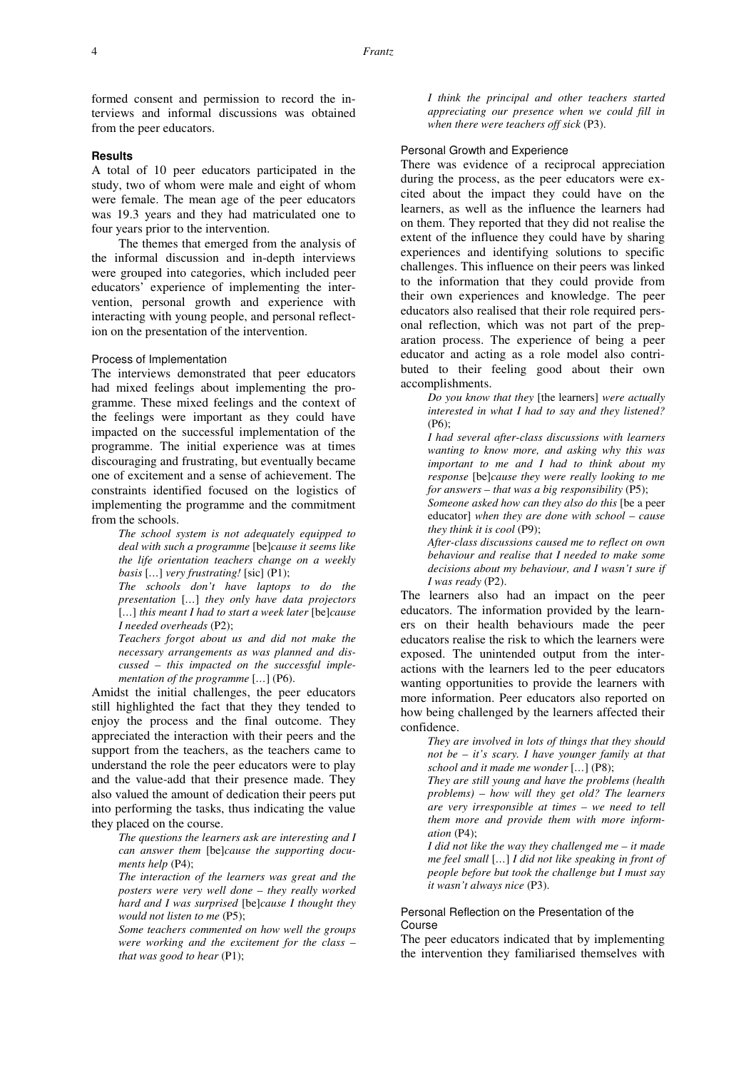formed consent and permission to record the interviews and informal discussions was obtained from the peer educators.

### Results

A total of 10 peer educators participated in the study, two of whom were male and eight of whom were female. The mean age of the peer educators was 19.3 years and they had matriculated one to four years prior to the intervention.

The themes that emerged from the analysis of the informal discussion and in-depth interviews were grouped into categories, which included peer educators' experience of implementing the intervention, personal growth and experience with interacting with young people, and personal reflection on the presentation of the intervention.

#### Process of Implementation

The interviews demonstrated that peer educators had mixed feelings about implementing the programme. These mixed feelings and the context of the feelings were important as they could have impacted on the successful implementation of the programme. The initial experience was at times discouraging and frustrating, but eventually became one of excitement and a sense of achievement. The constraints identified focused on the logistics of implementing the programme and the commitment from the schools.

> *The school system is not adequately equipped to deal with such a programme* [be]*cause it seems like the life orientation teachers change on a weekly basis* [...] *very frustrating!* [sic] (P1);
>
> *The schools don't have laptops to do the presentation* [...] *they only have data projectors* [...] *this meant I had to start a week later* [be]*cause I needed overheads* (P2);
>
> *Teachers forgot about us and did not make the necessary arrangements as was planned and discussed – this impacted on the successful implementation of the programme* [...] (P6).

Amidst the initial challenges, the peer educators still highlighted the fact that they they tended to enjoy the process and the final outcome. They appreciated the interaction with their peers and the support from the teachers, as the teachers came to understand the role the peer educators were to play and the value-add that their presence made. They also valued the amount of dedication their peers put into performing the tasks, thus indicating the value they placed on the course.

> *The questions the learners ask are interesting and I can answer them* [be]*cause the supporting documents help* (P4);
>
> *The interaction of the learners was great and the posters were very well done – they really worked hard and I was surprised* [be]*cause I thought they would not listen to me* (P5);
>
> *Some teachers commented on how well the groups were working and the excitement for the class – that was good to hear* (P1);
>
> *I think the principal and other teachers started appreciating our presence when we could fill in when there were teachers off sick* (P3).

#### Personal Growth and Experience

There was evidence of a reciprocal appreciation during the process, as the peer educators were excited about the impact they could have on the learners, as well as the influence the learners had on them. They reported that they did not realise the extent of the influence they could have by sharing experiences and identifying solutions to specific challenges. This influence on their peers was linked to the information that they could provide from their own experiences and knowledge. The peer educators also realised that their role required personal reflection, which was not part of the preparation process. The experience of being a peer educator and acting as a role model also contributed to their feeling good about their own accomplishments.

> *Do you know that they* [the learners] *were actually interested in what I had to say and they listened?* (P6);
>
> *I had several after-class discussions with learners wanting to know more, and asking why this was important to me and I had to think about my response* [be]*cause they were really looking to me for answers – that was a big responsibility* (P5);
>
> *Someone asked how can they also do this* [be a peer educator] *when they are done with school – cause they think it is cool* (P9);
>
> *After-class discussions caused me to reflect on own behaviour and realise that I needed to make some decisions about my behaviour, and I wasn't sure if I was ready* (P2).

The learners also had an impact on the peer educators. The information provided by the learners on their health behaviours made the peer educators realise the risk to which the learners were exposed. The unintended output from the interactions with the learners led to the peer educators wanting opportunities to provide the learners with more information. Peer educators also reported on how being challenged by the learners affected their confidence.

> *They are involved in lots of things that they should not be – it's scary. I have younger family at that school and it made me wonder* [...] (P8);
>
> *They are still young and have the problems (health problems) – how will they get old? The learners are very irresponsible at times – we need to tell them more and provide them with more information* (P4);
>
> *I did not like the way they challenged me – it made me feel small* [...] *I did not like speaking in front of people before but took the challenge but I must say it wasn't always nice* (P3).

#### Personal Reflection on the Presentation of the Course

The peer educators indicated that by implementing the intervention they familiarised themselves with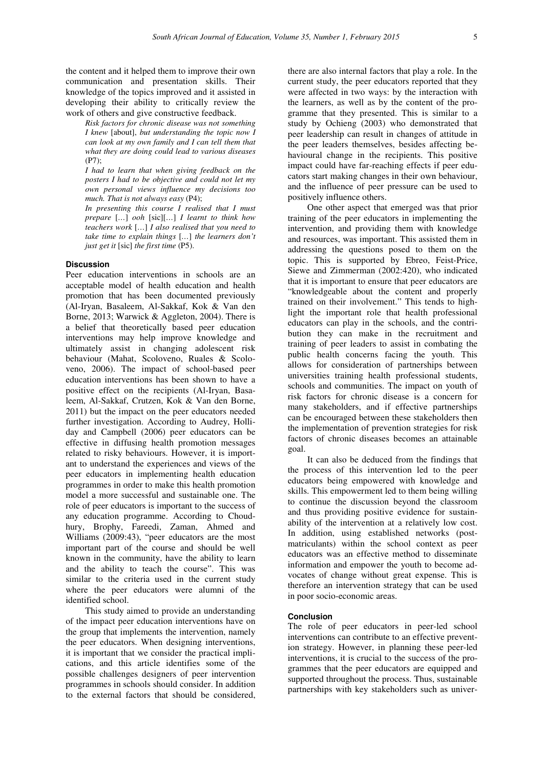the content and it helped them to improve their own communication and presentation skills. Their knowledge of the topics improved and it assisted in developing their ability to critically review the work of others and give constructive feedback.

> *Risk factors for chronic disease was not something I knew* [about], *but understanding the topic now I can look at my own family and I can tell them that what they are doing could lead to various diseases* (P7);
>
> *I had to learn that when giving feedback on the posters I had to be objective and could not let my own personal views influence my decisions too much. That is not always easy* (P4);
>
> *In presenting this course I realised that I must prepare* […] *ooh* [sic][…] *I learnt to think how teachers work* […] *I also realised that you need to take time to explain things* […] *the learners don't just get it* [sic] *the first time* (P5).

## Discussion

Peer education interventions in schools are an acceptable model of health education and health promotion that has been documented previously (Al-Iryan, Basaleem, Al-Sakkaf, Kok & Van den Borne, 2013; Warwick & Aggleton, 2004). There is a belief that theoretically based peer education interventions may help improve knowledge and ultimately assist in changing adolescent risk behaviour (Mahat, Scoloveno, Ruales & Scoloveno, 2006). The impact of school-based peer education interventions has been shown to have a positive effect on the recipients (Al-Iryan, Basaleem, Al-Sakkaf, Crutzen, Kok & Van den Borne, 2011) but the impact on the peer educators needed further investigation. According to Audrey, Holliday and Campbell (2006) peer educators can be effective in diffusing health promotion messages related to risky behaviours. However, it is important to understand the experiences and views of the peer educators in implementing health education programmes in order to make this health promotion model a more successful and sustainable one. The role of peer educators is important to the success of any education programme. According to Choudhury, Brophy, Fareedi, Zaman, Ahmed and Williams (2009:43), "peer educators are the most important part of the course and should be well known in the community, have the ability to learn and the ability to teach the course". This was similar to the criteria used in the current study where the peer educators were alumni of the identified school.

This study aimed to provide an understanding of the impact peer education interventions have on the group that implements the intervention, namely the peer educators. When designing interventions, it is important that we consider the practical implications, and this article identifies some of the possible challenges designers of peer intervention programmes in schools should consider. In addition to the external factors that should be considered, there are also internal factors that play a role. In the current study, the peer educators reported that they were affected in two ways: by the interaction with the learners, as well as by the content of the programme that they presented. This is similar to a study by Ochieng (2003) who demonstrated that peer leadership can result in changes of attitude in the peer leaders themselves, besides affecting behavioural change in the recipients. This positive impact could have far-reaching effects if peer educators start making changes in their own behaviour, and the influence of peer pressure can be used to positively influence others.

One other aspect that emerged was that prior training of the peer educators in implementing the intervention, and providing them with knowledge and resources, was important. This assisted them in addressing the questions posed to them on the topic. This is supported by Ebreo, Feist-Price, Siewe and Zimmerman (2002:420), who indicated that it is important to ensure that peer educators are "knowledgeable about the content and properly trained on their involvement." This tends to highlight the important role that health professional educators can play in the schools, and the contribution they can make in the recruitment and training of peer leaders to assist in combating the public health concerns facing the youth. This allows for consideration of partnerships between universities training health professional students, schools and communities. The impact on youth of risk factors for chronic disease is a concern for many stakeholders, and if effective partnerships can be encouraged between these stakeholders then the implementation of prevention strategies for risk factors of chronic diseases becomes an attainable goal.

It can also be deduced from the findings that the process of this intervention led to the peer educators being empowered with knowledge and skills. This empowerment led to them being willing to continue the discussion beyond the classroom and thus providing positive evidence for sustainability of the intervention at a relatively low cost. In addition, using established networks (post-matriculants) within the school context as peer educators was an effective method to disseminate information and empower the youth to become advocates of change without great expense. This is therefore an intervention strategy that can be used in poor socio-economic areas.

## Conclusion

The role of peer educators in peer-led school interventions can contribute to an effective prevention strategy. However, in planning these peer-led interventions, it is crucial to the success of the programmes that the peer educators are equipped and supported throughout the process. Thus, sustainable partnerships with key stakeholders such as univer-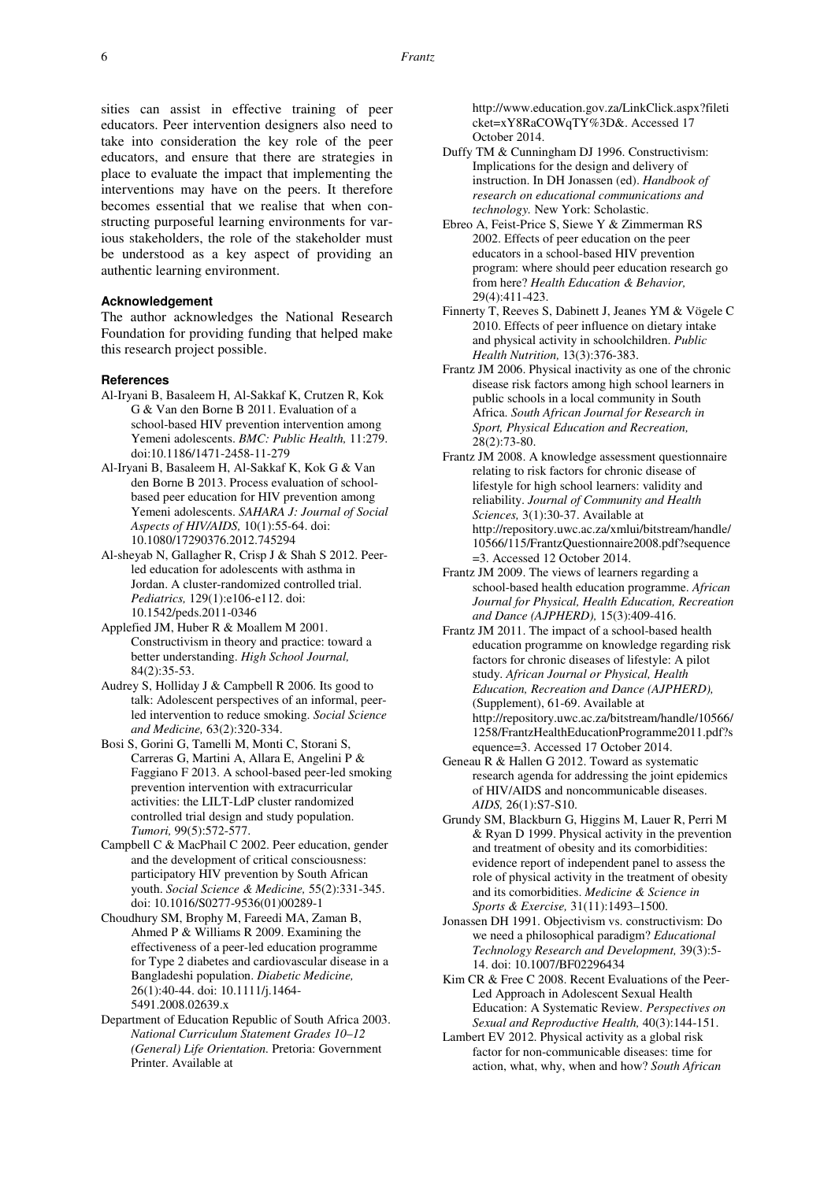sities can assist in effective training of peer educators. Peer intervention designers also need to take into consideration the key role of the peer educators, and ensure that there are strategies in place to evaluate the impact that implementing the interventions may have on the peers. It therefore becomes essential that we realise that when constructing purposeful learning environments for various stakeholders, the role of the stakeholder must be understood as a key aspect of providing an authentic learning environment.

#### Acknowledgement

The author acknowledges the National Research Foundation for providing funding that helped make this research project possible.

#### References

Al-Iryani B, Basaleem H, Al-Sakkaf K, Crutzen R, Kok G & Van den Borne B 2011. Evaluation of a school-based HIV prevention intervention among Yemeni adolescents. *BMC: Public Health,* 11:279. doi:10.1186/1471-2458-11-279

Al-Iryani B, Basaleem H, Al-Sakkaf K, Kok G & Van den Borne B 2013. Process evaluation of school-based peer education for HIV prevention among Yemeni adolescents. *SAHARA J: Journal of Social Aspects of HIV/AIDS,* 10(1):55-64. doi: 10.1080/17290376.2012.745294

Al-sheyab N, Gallagher R, Crisp J & Shah S 2012. Peer-led education for adolescents with asthma in Jordan. A cluster-randomized controlled trial. *Pediatrics,* 129(1):e106-e112. doi: 10.1542/peds.2011-0346

Applefied JM, Huber R & Moallem M 2001. Constructivism in theory and practice: toward a better understanding. *High School Journal,* 84(2):35-53.

Audrey S, Holliday J & Campbell R 2006. Its good to talk: Adolescent perspectives of an informal, peer-led intervention to reduce smoking. *Social Science and Medicine,* 63(2):320-334.

Bosi S, Gorini G, Tamelli M, Monti C, Storani S, Carreras G, Martini A, Allara E, Angelini P & Faggiano F 2013. A school-based peer-led smoking prevention intervention with extracurricular activities: the LILT-LdP cluster randomized controlled trial design and study population. *Tumori,* 99(5):572-577.

Campbell C & MacPhail C 2002. Peer education, gender and the development of critical consciousness: participatory HIV prevention by South African youth. *Social Science & Medicine,* 55(2):331-345. doi: 10.1016/S0277-9536(01)00289-1

Choudhury SM, Brophy M, Fareedi MA, Zaman B, Ahmed P & Williams R 2009. Examining the effectiveness of a peer-led education programme for Type 2 diabetes and cardiovascular disease in a Bangladeshi population. *Diabetic Medicine,* 26(1):40-44. doi: 10.1111/j.1464-5491.2008.02639.x

Department of Education Republic of South Africa 2003. *National Curriculum Statement Grades 10–12 (General) Life Orientation.* Pretoria: Government Printer. Available at http://www.education.gov.za/LinkClick.aspx?fileticket=xY8RaCOWqTY%3D&. Accessed 17 October 2014.

Duffy TM & Cunningham DJ 1996. Constructivism: Implications for the design and delivery of instruction. In DH Jonassen (ed). *Handbook of research on educational communications and technology.* New York: Scholastic.

Ebreo A, Feist-Price S, Siewe Y & Zimmerman RS 2002. Effects of peer education on the peer educators in a school-based HIV prevention program: where should peer education research go from here? *Health Education & Behavior,* 29(4):411-423.

Finnerty T, Reeves S, Dabinett J, Jeanes YM & Vögele C 2010. Effects of peer influence on dietary intake and physical activity in schoolchildren. *Public Health Nutrition,* 13(3):376-383.

Frantz JM 2006. Physical inactivity as one of the chronic disease risk factors among high school learners in public schools in a local community in South Africa. *South African Journal for Research in Sport, Physical Education and Recreation,* 28(2):73-80.

Frantz JM 2008. A knowledge assessment questionnaire relating to risk factors for chronic disease of lifestyle for high school learners: validity and reliability. *Journal of Community and Health Sciences,* 3(1):30-37. Available at http://repository.uwc.ac.za/xmlui/bitstream/handle/10566/115/FrantzQuestionnaire2008.pdf?sequence=3. Accessed 12 October 2014.

Frantz JM 2009. The views of learners regarding a school-based health education programme. *African Journal for Physical, Health Education, Recreation and Dance (AJPHERD),* 15(3):409-416.

Frantz JM 2011. The impact of a school-based health education programme on knowledge regarding risk factors for chronic diseases of lifestyle: A pilot study. *African Journal or Physical, Health Education, Recreation and Dance (AJPHERD),* (Supplement), 61-69. Available at http://repository.uwc.ac.za/bitstream/handle/10566/1258/FrantzHealthEducationProgramme2011.pdf?sequence=3. Accessed 17 October 2014.

Geneau R & Hallen G 2012. Toward as systematic research agenda for addressing the joint epidemics of HIV/AIDS and noncommunicable diseases. *AIDS,* 26(1):S7-S10.

Grundy SM, Blackburn G, Higgins M, Lauer R, Perri M & Ryan D 1999. Physical activity in the prevention and treatment of obesity and its comorbidities: evidence report of independent panel to assess the role of physical activity in the treatment of obesity and its comorbidities. *Medicine & Science in Sports & Exercise,* 31(11):1493–1500.

Jonassen DH 1991. Objectivism vs. constructivism: Do we need a philosophical paradigm? *Educational Technology Research and Development,* 39(3):5-14. doi: 10.1007/BF02296434

Kim CR & Free C 2008. Recent Evaluations of the Peer-Led Approach in Adolescent Sexual Health Education: A Systematic Review. *Perspectives on Sexual and Reproductive Health,* 40(3):144-151.

Lambert EV 2012. Physical activity as a global risk factor for non-communicable diseases: time for action, what, why, when and how? *South African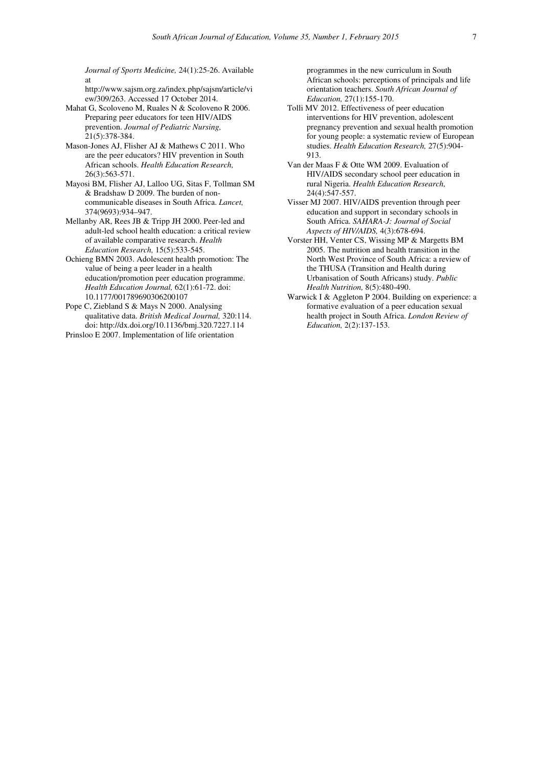*Journal of Sports Medicine,* 24(1):25-26. Available at http://www.sajsm.org.za/index.php/sajsm/article/view/309/263. Accessed 17 October 2014.

Mahat G, Scoloveno M, Ruales N & Scoloveno R 2006. Preparing peer educators for teen HIV/AIDS prevention. *Journal of Pediatric Nursing,* 21(5):378-384.

Mason-Jones AJ, Flisher AJ & Mathews C 2011. Who are the peer educators? HIV prevention in South African schools. *Health Education Research,* 26(3):563-571.

Mayosi BM, Flisher AJ, Lalloo UG, Sitas F, Tollman SM & Bradshaw D 2009. The burden of non-communicable diseases in South Africa. *Lancet,* 374(9693):934–947.

Mellanby AR, Rees JB & Tripp JH 2000. Peer-led and adult-led school health education: a critical review of available comparative research. *Health Education Research,* 15(5):533-545.

Ochieng BMN 2003. Adolescent health promotion: The value of being a peer leader in a health education/promotion peer education programme. *Health Education Journal,* 62(1):61-72. doi: 10.1177/001789690306200107

Pope C, Ziebland S & Mays N 2000. Analysing qualitative data. *British Medical Journal,* 320:114. doi: http://dx.doi.org/10.1136/bmj.320.7227.114

Prinsloo E 2007. Implementation of life orientation programmes in the new curriculum in South African schools: perceptions of principals and life orientation teachers. *South African Journal of Education,* 27(1):155-170.

Tolli MV 2012. Effectiveness of peer education interventions for HIV prevention, adolescent pregnancy prevention and sexual health promotion for young people: a systematic review of European studies. *Health Education Research,* 27(5):904-913.

Van der Maas F & Otte WM 2009. Evaluation of HIV/AIDS secondary school peer education in rural Nigeria. *Health Education Research,* 24(4):547-557.

Visser MJ 2007. HIV/AIDS prevention through peer education and support in secondary schools in South Africa. *SAHARA-J: Journal of Social Aspects of HIV/AIDS,* 4(3):678-694.

Vorster HH, Venter CS, Wissing MP & Margetts BM 2005. The nutrition and health transition in the North West Province of South Africa: a review of the THUSA (Transition and Health during Urbanisation of South Africans) study. *Public Health Nutrition,* 8(5):480-490.

Warwick I & Aggleton P 2004. Building on experience: a formative evaluation of a peer education sexual health project in South Africa. *London Review of Education,* 2(2):137-153.